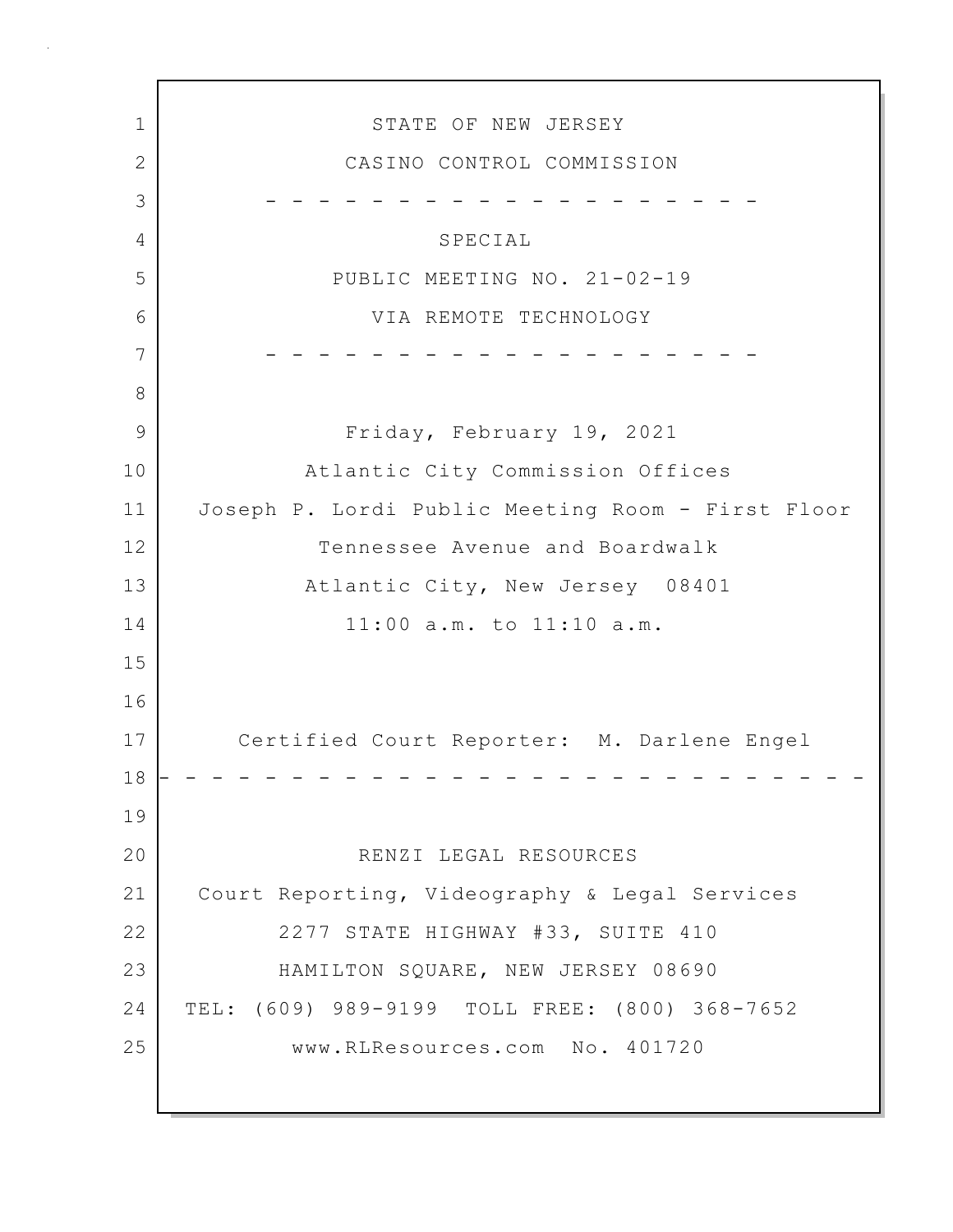STATE OF NEW JERSEY

CASINO CONTROL COMMISSION

- - - - - - - - - - - - - - - - - - - -

SPECIAL

PUBLIC MEETING NO. 21-02-19

VIA REMOTE TECHNOLOGY

- - - - - - - - - - - - - - - - - - - -

Friday, February 19, 2021

Atlantic City Commission Offices

Joseph P. Lordi Public Meeting Room - First Floor

Tennessee Avenue and Boardwalk

Atlantic City, New Jersey 08401

11:00 a.m. to 11:10 a.m.

Certified Court Reporter: M. Darlene Engel

- - - - - - - - - - - - - - - - - - - - - - - - - - -

RENZI LEGAL RESOURCES

Court Reporting, Videography & Legal Services

2277 STATE HIGHWAY #33, SUITE 410

HAMILTON SQUARE, NEW JERSEY 08690

TEL: (609) 989-9199 TOLL FREE: (800) 368-7652

www.RLResources.com No. 401720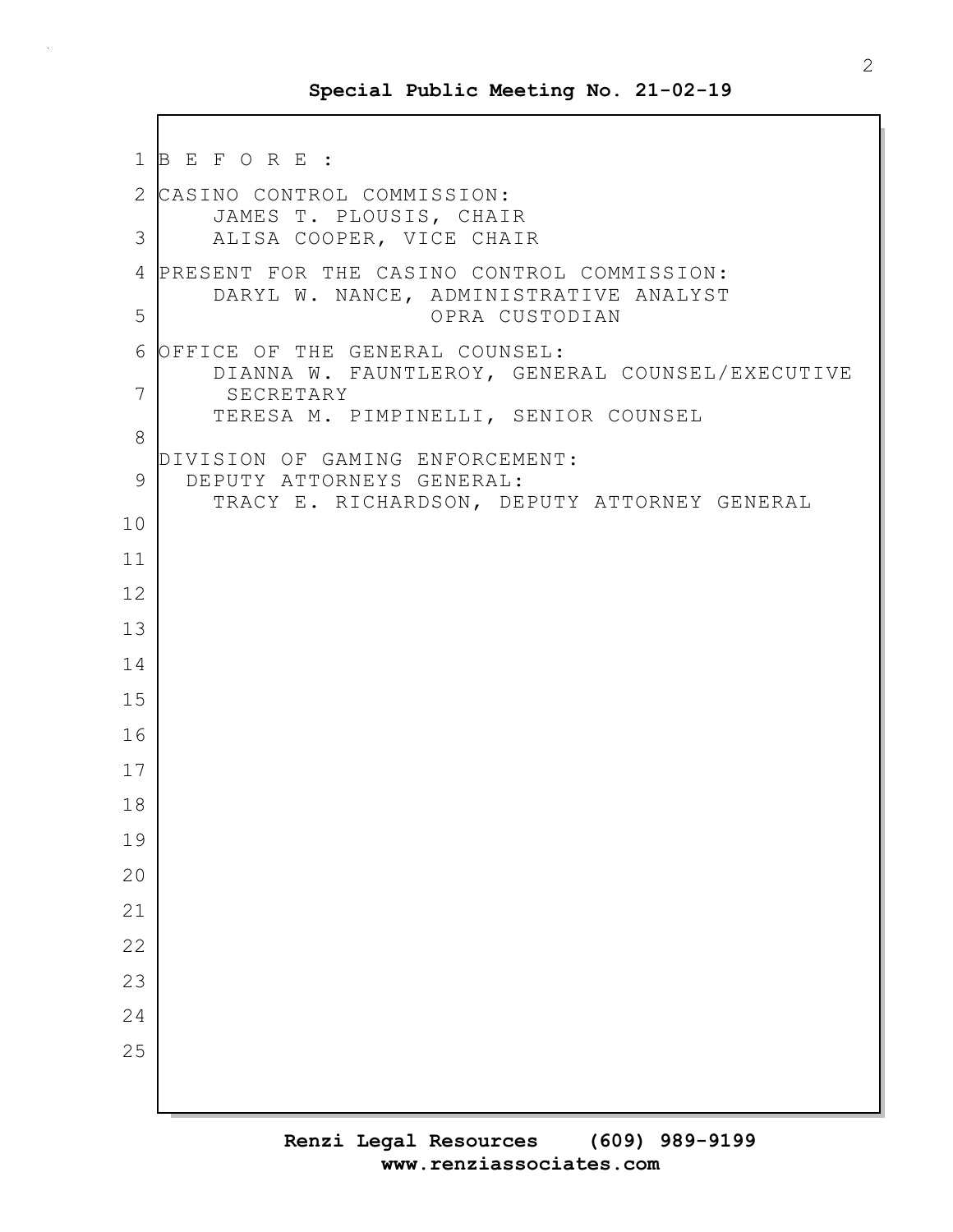B E F O R E :

CASINO CONTROL COMMISSION:
JAMES T. PLOUSIS, CHAIR
ALISA COOPER, VICE CHAIR

PRESENT FOR THE CASINO CONTROL COMMISSION:
DARYL W. NANCE, ADMINISTRATIVE ANALYST
OPRA CUSTODIAN

OFFICE OF THE GENERAL COUNSEL:
DIANNA W. FAUNTLEROY, GENERAL COUNSEL/EXECUTIVE SECRETARY
TERESA M. PIMPINELLI, SENIOR COUNSEL

DIVISION OF GAMING ENFORCEMENT:
DEPUTY ATTORNEYS GENERAL:
TRACY E. RICHARDSON, DEPUTY ATTORNEY GENERAL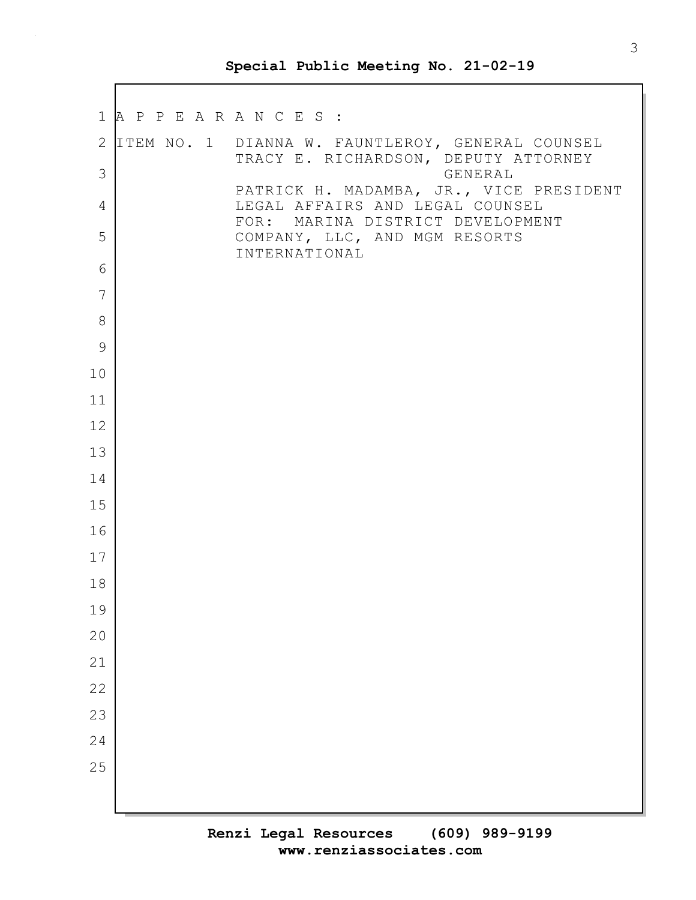A P P E A R A N C E S :

ITEM NO. 1 DIANNA W. FAUNTLEROY, GENERAL COUNSEL
TRACY E. RICHARDSON, DEPUTY ATTORNEY GENERAL
PATRICK H. MADAMBA, JR., VICE PRESIDENT LEGAL AFFAIRS AND LEGAL COUNSEL
FOR: MARINA DISTRICT DEVELOPMENT COMPANY, LLC, AND MGM RESORTS INTERNATIONAL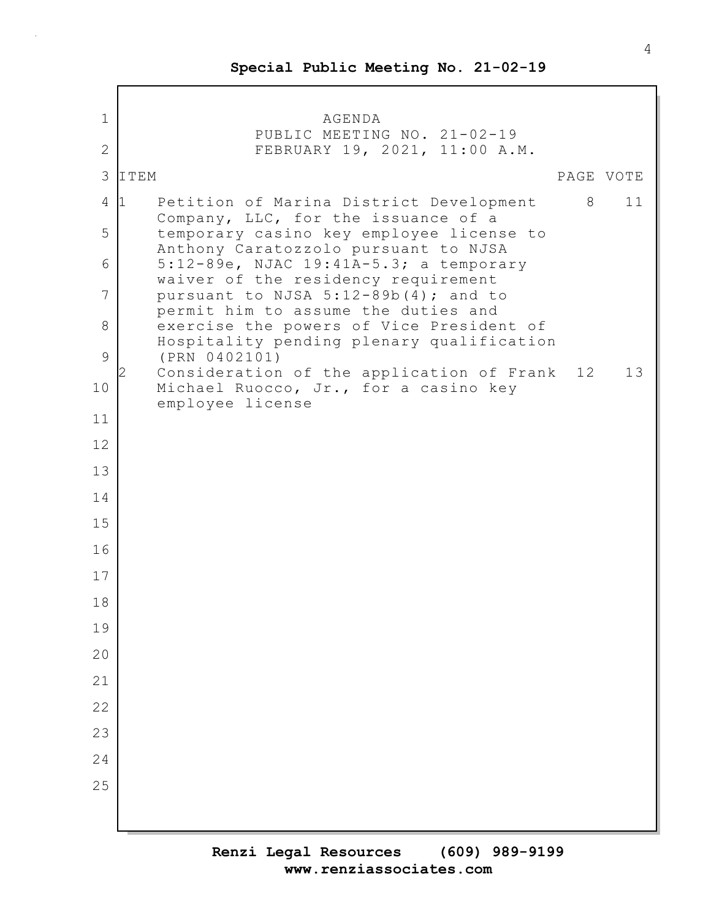# AGENDA

## PUBLIC MEETING NO. 21-02-19
## FEBRUARY 19, 2021, 11:00 A.M.

| ITEM | | PAGE | VOTE |
|---|---|---|---|
| 1 | Petition of Marina District Development Company, LLC, for the issuance of a temporary casino key employee license to Anthony Caratozzolo pursuant to NJSA 5:12-89e, NJAC 19:41A-5.3; a temporary waiver of the residency requirement pursuant to NJSA 5:12-89b(4); and to permit him to assume the duties and exercise the powers of Vice President of Hospitality pending plenary qualification (PRN 0402101) | 8 | 11 |
| 2 | Consideration of the application of Frank Michael Ruocco, Jr., for a casino key employee license | 12 | 13 |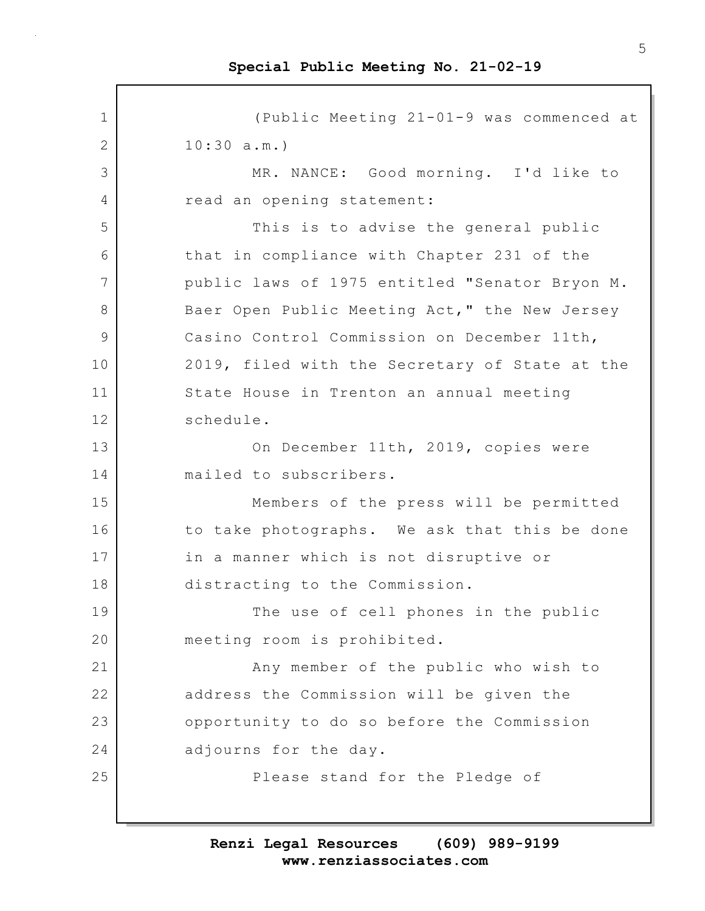(Public Meeting 21-01-9 was commenced at 10:30 a.m.)

MR. NANCE: Good morning. I'd like to read an opening statement:

This is to advise the general public that in compliance with Chapter 231 of the public laws of 1975 entitled "Senator Bryon M. Baer Open Public Meeting Act," the New Jersey Casino Control Commission on December 11th, 2019, filed with the Secretary of State at the State House in Trenton an annual meeting schedule.

On December 11th, 2019, copies were mailed to subscribers.

Members of the press will be permitted to take photographs. We ask that this be done in a manner which is not disruptive or distracting to the Commission.

The use of cell phones in the public meeting room is prohibited.

Any member of the public who wish to address the Commission will be given the opportunity to do so before the Commission adjourns for the day.

Please stand for the Pledge of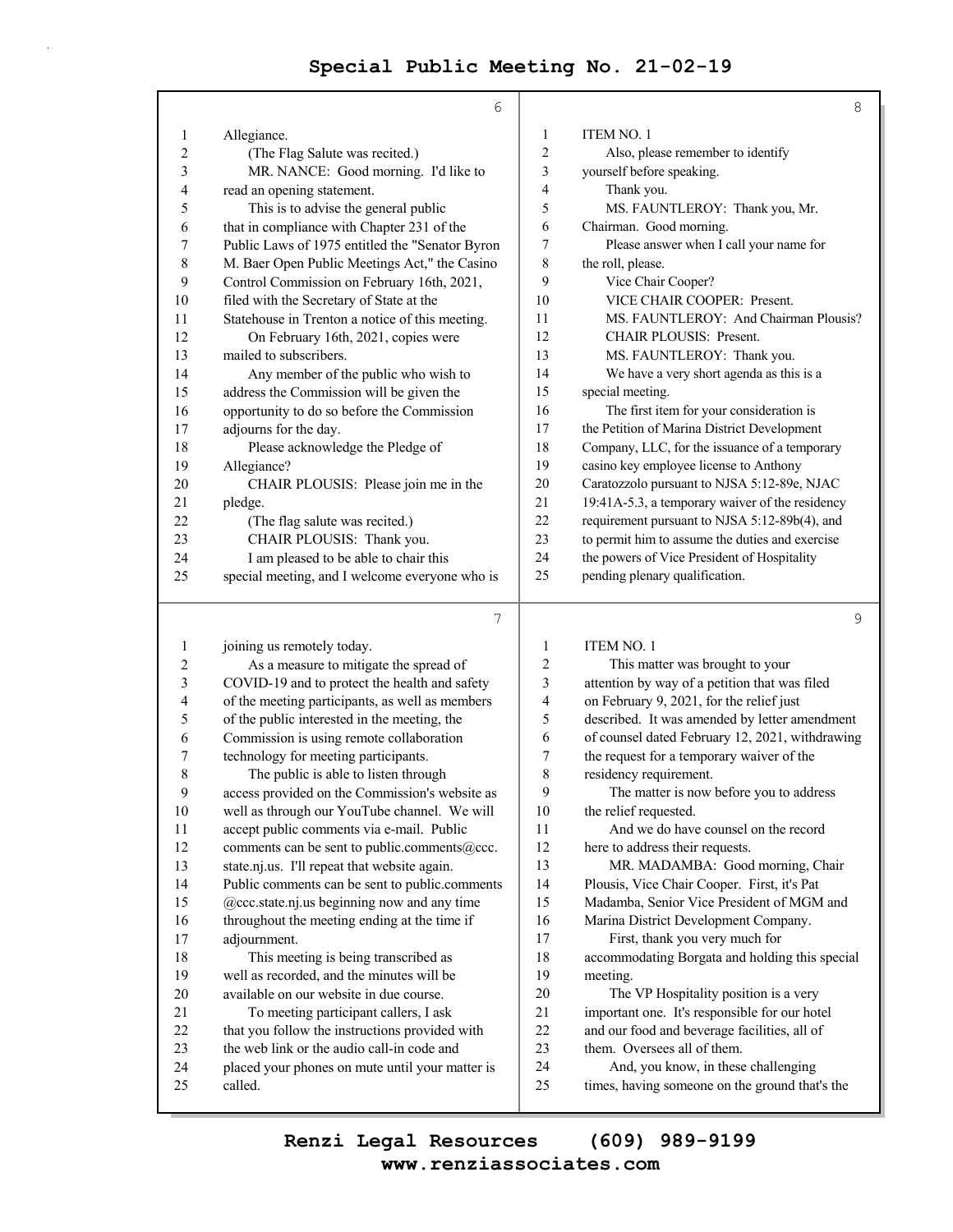Allegiance.

(The Flag Salute was recited.)

MR. NANCE: Good morning. I'd like to read an opening statement.

This is to advise the general public that in compliance with Chapter 231 of the Public Laws of 1975 entitled the "Senator Byron M. Baer Open Public Meetings Act," the Casino Control Commission on February 16th, 2021, filed with the Secretary of State at the Statehouse in Trenton a notice of this meeting.

On February 16th, 2021, copies were mailed to subscribers.

Any member of the public who wish to address the Commission will be given the opportunity to do so before the Commission adjourns for the day.

Please acknowledge the Pledge of Allegiance?

CHAIR PLOUSIS: Please join me in the pledge.

(The flag salute was recited.)

CHAIR PLOUSIS: Thank you.

I am pleased to be able to chair this special meeting, and I welcome everyone who is joining us remotely today.

As a measure to mitigate the spread of COVID-19 and to protect the health and safety of the meeting participants, as well as members of the public interested in the meeting, the Commission is using remote collaboration technology for meeting participants.

The public is able to listen through access provided on the Commission's website as well as through our YouTube channel. We will accept public comments via e-mail. Public comments can be sent to public.comments@ccc.state.nj.us. I'll repeat that website again. Public comments can be sent to public.comments@ccc.state.nj.us beginning now and any time throughout the meeting ending at the time if adjournment.

This meeting is being transcribed as well as recorded, and the minutes will be available on our website in due course.

To meeting participant callers, I ask that you follow the instructions provided with the web link or the audio call-in code and placed your phones on mute until your matter is called.

ITEM NO. 1

Also, please remember to identify yourself before speaking.

Thank you.

MS. FAUNTLEROY: Thank you, Mr. Chairman. Good morning.

Please answer when I call your name for the roll, please.

Vice Chair Cooper?

VICE CHAIR COOPER: Present.

MS. FAUNTLEROY: And Chairman Plousis?

CHAIR PLOUSIS: Present.

MS. FAUNTLEROY: Thank you.

We have a very short agenda as this is a special meeting.

The first item for your consideration is the Petition of Marina District Development Company, LLC, for the issuance of a temporary casino key employee license to Anthony Caratozzolo pursuant to NJSA 5:12-89e, NJAC 19:41A-5.3, a temporary waiver of the residency requirement pursuant to NJSA 5:12-89b(4), and to permit him to assume the duties and exercise the powers of Vice President of Hospitality pending plenary qualification.

ITEM NO. 1

This matter was brought to your attention by way of a petition that was filed on February 9, 2021, for the relief just described. It was amended by letter amendment of counsel dated February 12, 2021, withdrawing the request for a temporary waiver of the residency requirement.

The matter is now before you to address the relief requested.

And we do have counsel on the record here to address their requests.

MR. MADAMBA: Good morning, Chair Plousis, Vice Chair Cooper. First, it's Pat Madamba, Senior Vice President of MGM and Marina District Development Company.

First, thank you very much for accommodating Borgata and holding this special meeting.

The VP Hospitality position is a very important one. It's responsible for our hotel and our food and beverage facilities, all of them. Oversees all of them.

And, you know, in these challenging times, having someone on the ground that's the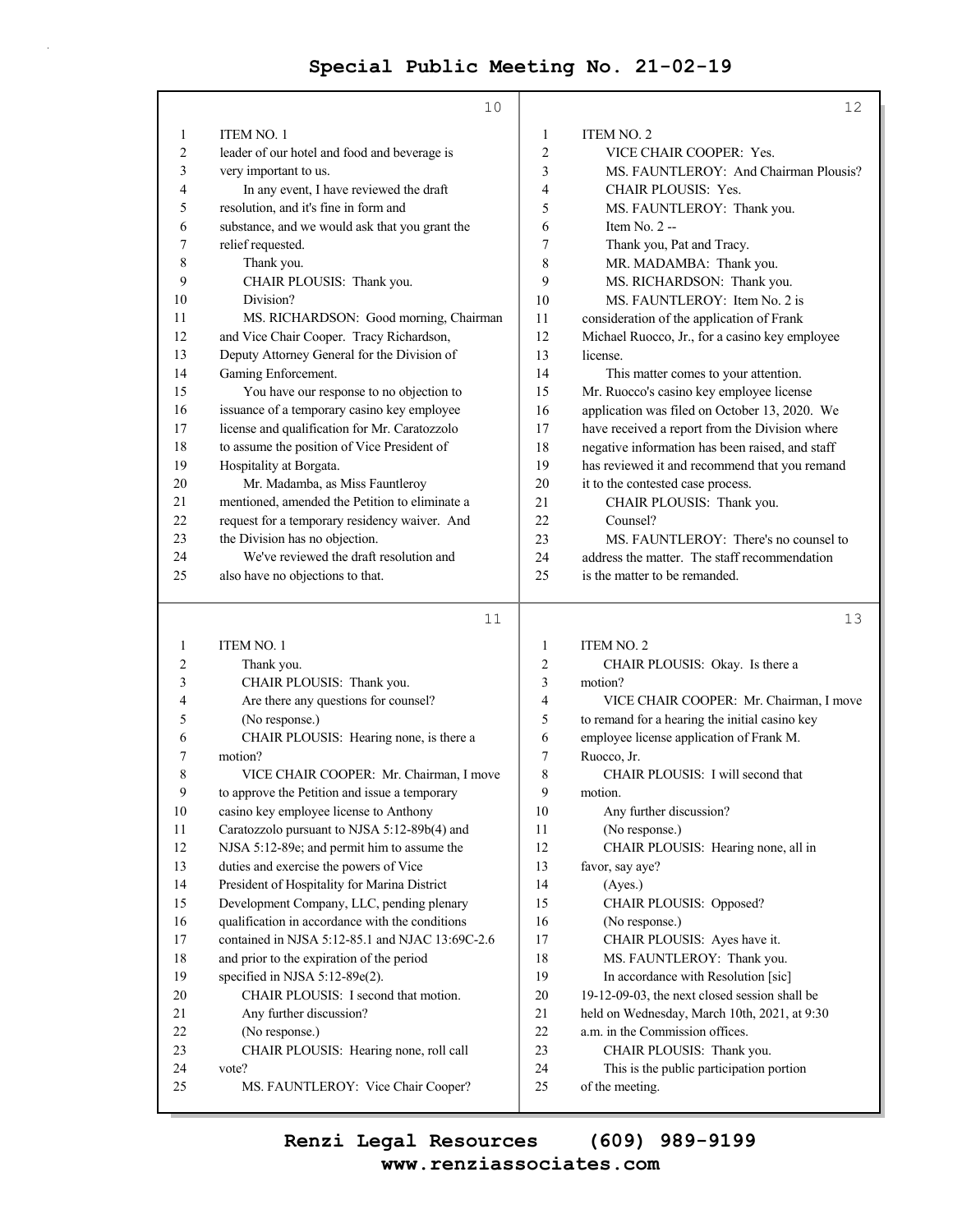ITEM NO. 1

leader of our hotel and food and beverage is very important to us.

In any event, I have reviewed the draft resolution, and it's fine in form and substance, and we would ask that you grant the relief requested.

Thank you.

CHAIR PLOUSIS: Thank you.

Division?

MS. RICHARDSON: Good morning, Chairman and Vice Chair Cooper. Tracy Richardson, Deputy Attorney General for the Division of Gaming Enforcement.

You have our response to no objection to issuance of a temporary casino key employee license and qualification for Mr. Caratozzolo to assume the position of Vice President of Hospitality at Borgata.

Mr. Madamba, as Miss Fauntleroy mentioned, amended the Petition to eliminate a request for a temporary residency waiver. And the Division has no objection.

We've reviewed the draft resolution and also have no objections to that.

ITEM NO. 1

Thank you.

CHAIR PLOUSIS: Thank you.

Are there any questions for counsel?

(No response.)

CHAIR PLOUSIS: Hearing none, is there a motion?

VICE CHAIR COOPER: Mr. Chairman, I move to approve the Petition and issue a temporary casino key employee license to Anthony Caratozzolo pursuant to NJSA 5:12-89b(4) and NJSA 5:12-89e; and permit him to assume the duties and exercise the powers of Vice President of Hospitality for Marina District Development Company, LLC, pending plenary qualification in accordance with the conditions contained in NJSA 5:12-85.1 and NJAC 13:69C-2.6 and prior to the expiration of the period specified in NJSA 5:12-89e(2).

CHAIR PLOUSIS: I second that motion.

Any further discussion?

(No response.)

CHAIR PLOUSIS: Hearing none, roll call vote?

MS. FAUNTLEROY: Vice Chair Cooper?

ITEM NO. 2

VICE CHAIR COOPER: Yes.

MS. FAUNTLEROY: And Chairman Plousis?

CHAIR PLOUSIS: Yes.

MS. FAUNTLEROY: Thank you.

Item No. 2 --

Thank you, Pat and Tracy.

MR. MADAMBA: Thank you.

MS. RICHARDSON: Thank you.

MS. FAUNTLEROY: Item No. 2 is consideration of the application of Frank Michael Ruocco, Jr., for a casino key employee license.

This matter comes to your attention. Mr. Ruocco's casino key employee license application was filed on October 13, 2020. We have received a report from the Division where negative information has been raised, and staff has reviewed it and recommend that you remand it to the contested case process.

CHAIR PLOUSIS: Thank you.

Counsel?

MS. FAUNTLEROY: There's no counsel to address the matter. The staff recommendation is the matter to be remanded.

ITEM NO. 2

CHAIR PLOUSIS: Okay. Is there a motion?

VICE CHAIR COOPER: Mr. Chairman, I move to remand for a hearing the initial casino key employee license application of Frank M. Ruocco, Jr.

CHAIR PLOUSIS: I will second that motion.

Any further discussion?

(No response.)

CHAIR PLOUSIS: Hearing none, all in favor, say aye?

(Ayes.)

CHAIR PLOUSIS: Opposed?

(No response.)

CHAIR PLOUSIS: Ayes have it.

MS. FAUNTLEROY: Thank you.

In accordance with Resolution [sic] 19-12-09-03, the next closed session shall be held on Wednesday, March 10th, 2021, at 9:30 a.m. in the Commission offices.

CHAIR PLOUSIS: Thank you.

This is the public participation portion of the meeting.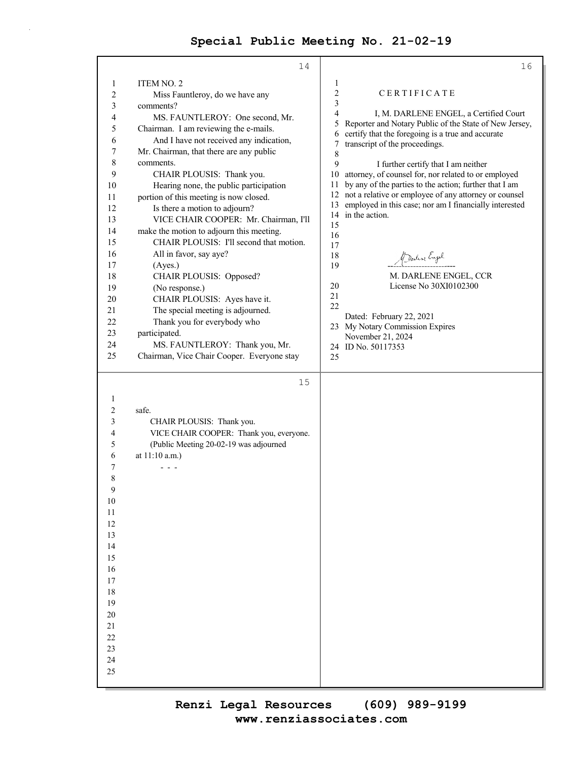ITEM NO. 2

Miss Fauntleroy, do we have any comments?

MS. FAUNTLEROY: One second, Mr. Chairman. I am reviewing the e-mails.

And I have not received any indication, Mr. Chairman, that there are any public comments.

CHAIR PLOUSIS: Thank you.

Hearing none, the public participation portion of this meeting is now closed.

Is there a motion to adjourn?

VICE CHAIR COOPER: Mr. Chairman, I'll make the motion to adjourn this meeting.

CHAIR PLOUSIS: I'll second that motion.

All in favor, say aye?

(Ayes.)

CHAIR PLOUSIS: Opposed?

(No response.)

CHAIR PLOUSIS: Ayes have it.

The special meeting is adjourned.

Thank you for everybody who participated.

MS. FAUNTLEROY: Thank you, Mr. Chairman, Vice Chair Cooper. Everyone stay safe.

CHAIR PLOUSIS: Thank you.

VICE CHAIR COOPER: Thank you, everyone.

(Public Meeting 20-02-19 was adjourned at 11:10 a.m.)

\- - -

## C E R T I F I C A T E

I, M. DARLENE ENGEL, a Certified Court Reporter and Notary Public of the State of New Jersey, certify that the foregoing is a true and accurate transcript of the proceedings.

I further certify that I am neither attorney, of counsel for, nor related to or employed by any of the parties to the action; further that I am not a relative or employee of any attorney or counsel employed in this case; nor am I financially interested in the action.

M. DARLENE ENGEL, CCR
License No 30XI0102300

Dated: February 22, 2021
My Notary Commission Expires
November 21, 2024
ID No. 50117353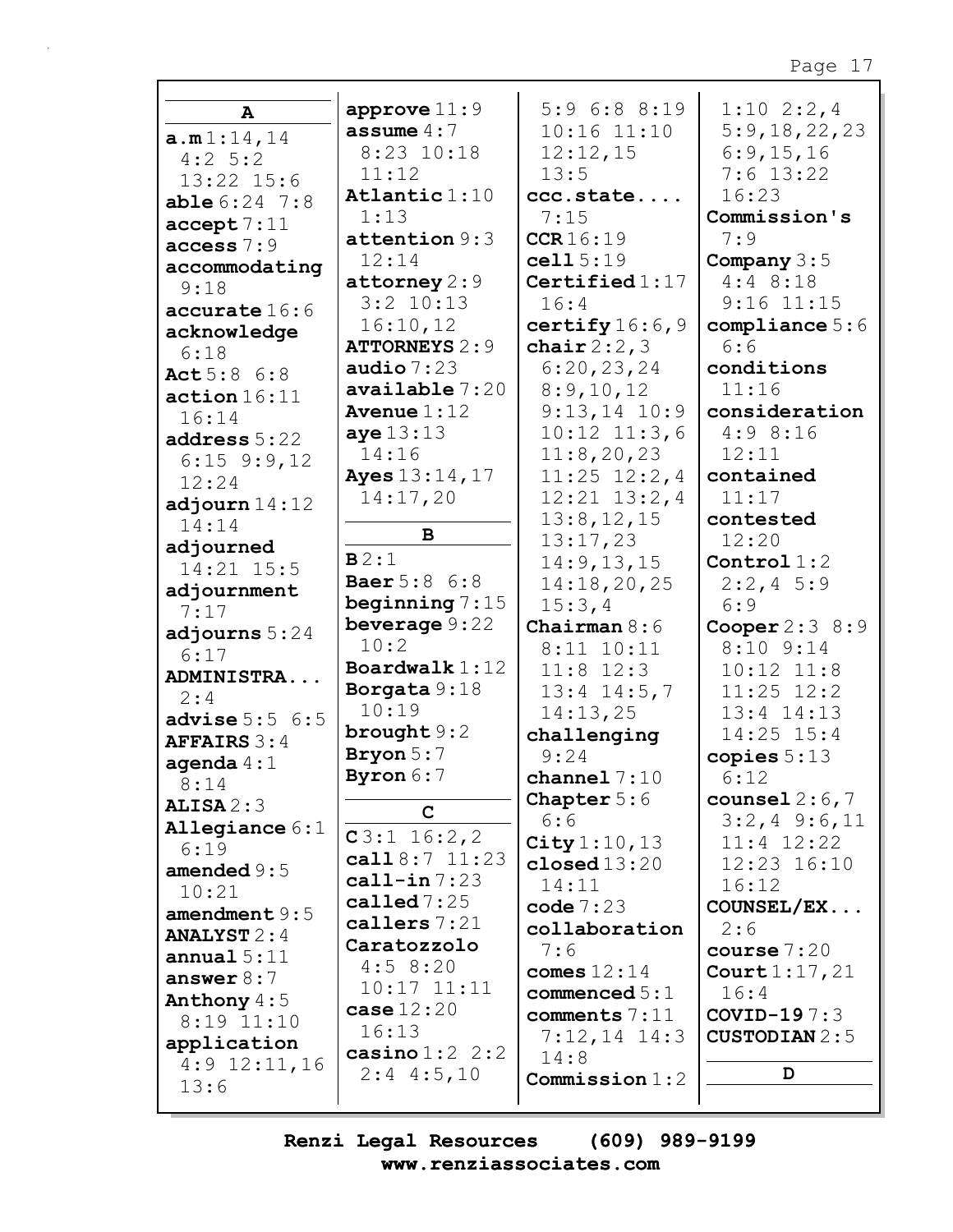**A**

**a.m** 1:14,14 4:2 5:2 13:22 15:6
**able** 6:24 7:8
**accept** 7:11
**access** 7:9
**accommodating** 9:18
**accurate** 16:6
**acknowledge** 6:18
**Act** 5:8 6:8
**action** 16:11 16:14
**address** 5:22 6:15 9:9,12 12:24
**adjourn** 14:12 14:14
**adjourned** 14:21 15:5
**adjournment** 7:17
**adjourns** 5:24 6:17
**ADMINISTRA...** 2:4
**advise** 5:5 6:5
**AFFAIRS** 3:4
**agenda** 4:1 8:14
**ALISA** 2:3
**Allegiance** 6:1 6:19
**amended** 9:5 10:21
**amendment** 9:5
**ANALYST** 2:4
**annual** 5:11
**answer** 8:7
**Anthony** 4:5 8:19 11:10
**application** 4:9 12:11,16 13:6
**approve** 11:9
**assume** 4:7 8:23 10:18 11:12
**Atlantic** 1:10 1:13
**attention** 9:3 12:14
**attorney** 2:9 3:2 10:13 16:10,12
**ATTORNEYS** 2:9
**audio** 7:23
**available** 7:20
**Avenue** 1:12
**aye** 13:13 14:16
**Ayes** 13:14,17 14:17,20

**B**

**B** 2:1
**Baer** 5:8 6:8
**beginning** 7:15
**beverage** 9:22 10:2
**Boardwalk** 1:12
**Borgata** 9:18 10:19
**brought** 9:2
**Bryon** 5:7
**Byron** 6:7

**C**

**C** 3:1 16:2,2
**call** 8:7 11:23
**call-in** 7:23
**called** 7:25
**callers** 7:21
**Caratozzolo** 4:5 8:20 10:17 11:11
**case** 12:20 16:13
**casino** 1:2 2:2 2:4 4:5,10 5:9 6:8 8:19 10:16 11:10 12:12,15 13:5
**ccc.state....** 7:15
**CCR** 16:19
**cell** 5:19
**Certified** 1:17 16:4
**certify** 16:6,9
**chair** 2:2,3 6:20,23,24 8:9,10,12 9:13,14 10:9 10:12 11:3,6 11:8,20,23 11:25 12:2,4 12:21 13:2,4 13:8,12,15 13:17,23 14:9,13,15 14:18,20,25 15:3,4
**Chairman** 8:6 8:11 10:11 11:8 12:3 13:4 14:5,7 14:13,25
**challenging** 9:24
**channel** 7:10
**Chapter** 5:6 6:6
**City** 1:10,13
**closed** 13:20 14:11
**code** 7:23
**collaboration** 7:6
**comes** 12:14
**commenced** 5:1
**comments** 7:11 7:12,14 14:3 14:8
**Commission** 1:2 1:10 2:2,4 5:9,18,22,23 6:9,15,16 7:6 13:22 16:23
**Commission's** 7:9
**Company** 3:5 4:4 8:18 9:16 11:15
**compliance** 5:6 6:6
**conditions** 11:16
**consideration** 4:9 8:16 12:11
**contained** 11:17
**contested** 12:20
**Control** 1:2 2:2,4 5:9 6:9
**Cooper** 2:3 8:9 8:10 9:14 10:12 11:8 11:25 12:2 13:4 14:13 14:25 15:4
**copies** 5:13 6:12
**counsel** 2:6,7 3:2,4 9:6,11 11:4 12:22 12:23 16:10 16:12
**COUNSEL/EX...** 2:6
**course** 7:20
**Court** 1:17,21 16:4
**COVID-19** 7:3
**CUSTODIAN** 2:5

**D**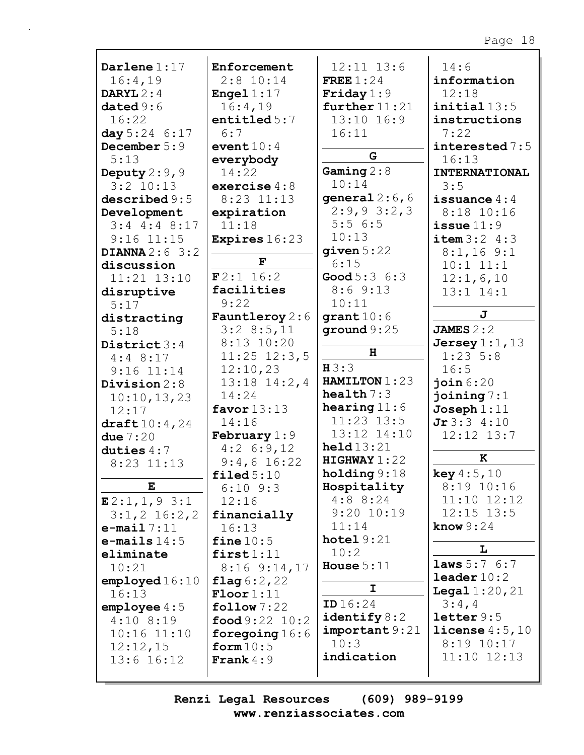**Darlene** 1:17 16:4,19
**DARYL** 2:4
**dated** 9:6 16:22
**day** 5:24 6:17
**December** 5:9 5:13
**Deputy** 2:9,9 3:2 10:13
**described** 9:5
**Development** 3:4 4:4 8:17 9:16 11:15
**DIANNA** 2:6 3:2
**discussion** 11:21 13:10
**disruptive** 5:17
**distracting** 5:18
**District** 3:4 4:4 8:17 9:16 11:14
**Division** 2:8 10:10,13,23 12:17
**draft** 10:4,24
**due** 7:20
**duties** 4:7 8:23 11:13

**E**

**E** 2:1,1,9 3:1 3:1,2 16:2,2
**e-mail** 7:11
**e-mails** 14:5
**eliminate** 10:21
**employed** 16:10 16:13
**employee** 4:5 4:10 8:19 10:16 11:10 12:12,15 13:6 16:12
**Enforcement** 2:8 10:14
**Engel** 1:17 16:4,19
**entitled** 5:7 6:7
**event** 10:4
**everybody** 14:22
**exercise** 4:8 8:23 11:13
**expiration** 11:18
**Expires** 16:23

**F**

**F** 2:1 16:2
**facilities** 9:22
**Fauntleroy** 2:6 3:2 8:5,11 8:13 10:20 11:25 12:3,5 12:10,23 13:18 14:2,4 14:24
**favor** 13:13 14:16
**February** 1:9 4:2 6:9,12 9:4,6 16:22
**filed** 5:10 6:10 9:3 12:16
**financially** 16:13
**fine** 10:5
**first** 1:11 8:16 9:14,17
**flag** 6:2,22
**Floor** 1:11
**follow** 7:22
**food** 9:22 10:2
**foregoing** 16:6
**form** 10:5
**Frank** 4:9
12:11 13:6
**FREE** 1:24
**Friday** 1:9
**further** 11:21 13:10 16:9 16:11

**G**

**Gaming** 2:8 10:14
**general** 2:6,6 2:9,9 3:2,3 5:5 6:5 10:13
**given** 5:22 6:15
**Good** 5:3 6:3 8:6 9:13 10:11
**grant** 10:6
**ground** 9:25

**H**

**H** 3:3
**HAMILTON** 1:23
**health** 7:3
**hearing** 11:6 11:23 13:5 13:12 14:10
**held** 13:21
**HIGHWAY** 1:22
**holding** 9:18
**Hospitality** 4:8 8:24 9:20 10:19 11:14
**hotel** 9:21 10:2
**House** 5:11

**I**

**ID** 16:24
**identify** 8:2
**important** 9:21 10:3
**indication** 14:6
**information** 12:18
**initial** 13:5
**instructions** 7:22
**interested** 7:5 16:13
**INTERNATIONAL** 3:5
**issuance** 4:4 8:18 10:16
**issue** 11:9
**item** 3:2 4:3 8:1,16 9:1 10:1 11:1 12:1,6,10 13:1 14:1

**J**

**JAMES** 2:2
**Jersey** 1:1,13 1:23 5:8 16:5
**join** 6:20
**joining** 7:1
**Joseph** 1:11
**Jr** 3:3 4:10 12:12 13:7

**K**

**key** 4:5,10 8:19 10:16 11:10 12:12 12:15 13:5
**know** 9:24

**L**

**laws** 5:7 6:7
**leader** 10:2
**Legal** 1:20,21 3:4,4
**letter** 9:5
**license** 4:5,10 8:19 10:17 11:10 12:13

Renzi Legal Resources (609) 989-9199
www.renziassociates.com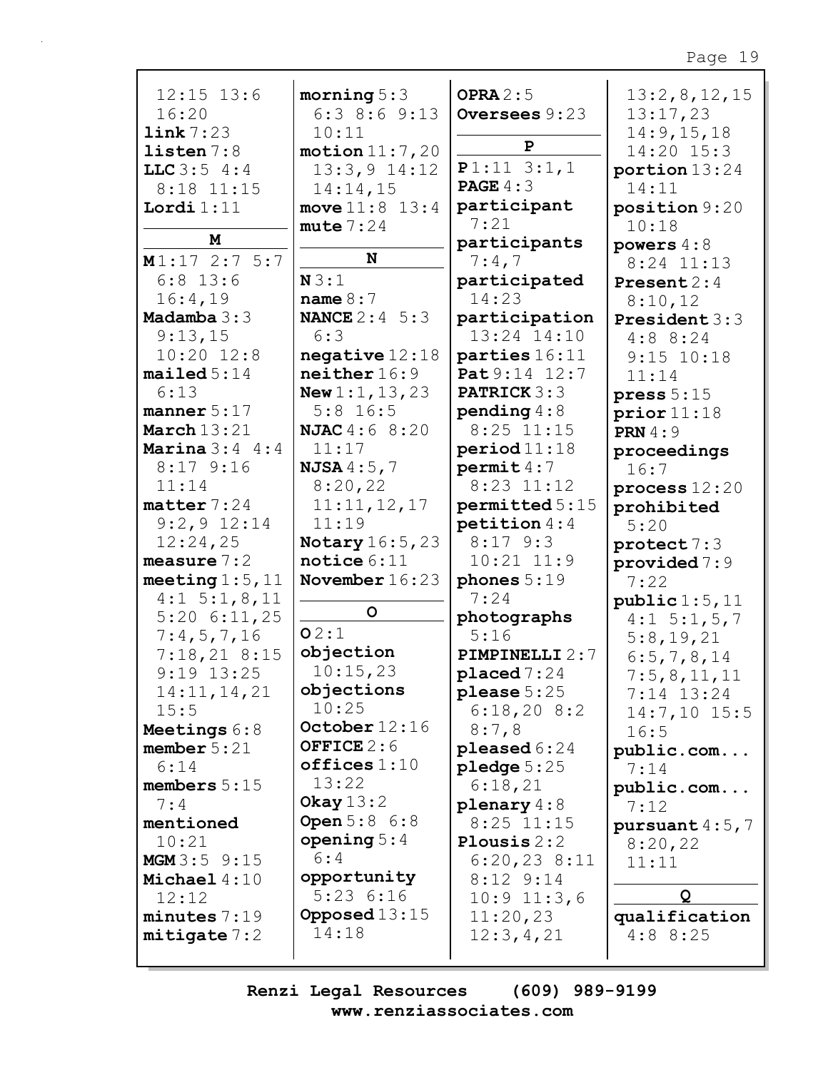12:15 13:6
16:20
**link** 7:23
**listen** 7:8
**LLC** 3:5 4:4
8:18 11:15
**Lordi** 1:11

**M**

**M** 1:17 2:7 5:7
6:8 13:6
16:4,19
**Madamba** 3:3
9:13,15
10:20 12:8
**mailed** 5:14
6:13
**manner** 5:17
**March** 13:21
**Marina** 3:4 4:4
8:17 9:16
11:14
**matter** 7:24
9:2,9 12:14
12:24,25
**measure** 7:2
**meeting** 1:5,11
4:1 5:1,8,11
5:20 6:11,25
7:4,5,7,16
7:18,21 8:15
9:19 13:25
14:11,14,21
15:5
**Meetings** 6:8
**member** 5:21
6:14
**members** 5:15
7:4
**mentioned**
10:21
**MGM** 3:5 9:15
**Michael** 4:10
12:12
**minutes** 7:19
**mitigate** 7:2

**morning** 5:3
6:3 8:6 9:13
10:11
**motion** 11:7,20
13:3,9 14:12
14:14,15
**move** 11:8 13:4
**mute** 7:24

**N**

**N** 3:1
**name** 8:7
**NANCE** 2:4 5:3
6:3
**negative** 12:18
**neither** 16:9
**New** 1:1,13,23
5:8 16:5
**NJAC** 4:6 8:20
11:17
**NJSA** 4:5,7
8:20,22
11:11,12,17
11:19
**Notary** 16:5,23
**notice** 6:11
**November** 16:23

**O**

**O** 2:1
**objection**
10:15,23
**objections**
10:25
**October** 12:16
**OFFICE** 2:6
**offices** 1:10
13:22
**Okay** 13:2
**Open** 5:8 6:8
**opening** 5:4
6:4
**opportunity**
5:23 6:16
**Opposed** 13:15
14:18

**OPRA** 2:5
**Oversees** 9:23

**P**

**P** 1:11 3:1,1
**PAGE** 4:3
**participant**
7:21
**participants**
7:4,7
**participated**
14:23
**participation**
13:24 14:10
**parties** 16:11
**Pat** 9:14 12:7
**PATRICK** 3:3
**pending** 4:8
8:25 11:15
**period** 11:18
**permit** 4:7
8:23 11:12
**permitted** 5:15
**petition** 4:4
8:17 9:3
10:21 11:9
**phones** 5:19
7:24
**photographs**
5:16
**PIMPINELLI** 2:7
**placed** 7:24
**please** 5:25
6:18,20 8:2
8:7,8
**pleased** 6:24
**pledge** 5:25
6:18,21
**plenary** 4:8
8:25 11:15
**Plousis** 2:2
6:20,23 8:11
8:12 9:14
10:9 11:3,6
11:20,23
12:3,4,21

13:2,8,12,15
13:17,23
14:9,15,18
14:20 15:3
**portion** 13:24
14:11
**position** 9:20
10:18
**powers** 4:8
8:24 11:13
**Present** 2:4
8:10,12
**President** 3:3
4:8 8:24
9:15 10:18
11:14
**press** 5:15
**prior** 11:18
**PRN** 4:9
**proceedings**
16:7
**process** 12:20
**prohibited**
5:20
**protect** 7:3
**provided** 7:9
7:22
**public** 1:5,11
4:1 5:1,5,7
5:8,19,21
6:5,7,8,14
7:5,8,11,11
7:14 13:24
14:7,10 15:5
16:5
**public.com...**
7:14
**public.com...**
7:12
**pursuant** 4:5,7
8:20,22
11:11

**Q**

**qualification**
4:8 8:25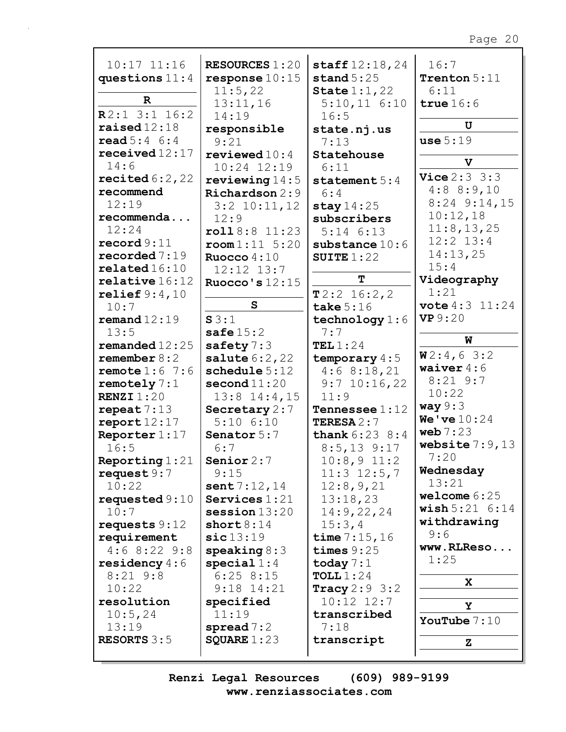10:17 11:16
**questions** 11:4

**R**

**R** 2:1 3:1 16:2
**raised** 12:18
**read** 5:4 6:4
**received** 12:17 14:6
**recited** 6:2,22
**recommend** 12:19
**recommenda...** 12:24
**record** 9:11
**recorded** 7:19
**related** 16:10
**relative** 16:12
**relief** 9:4,10 10:7
**remand** 12:19 13:5
**remanded** 12:25
**remember** 8:2
**remote** 1:6 7:6
**remotely** 7:1
**RENZI** 1:20
**repeat** 7:13
**report** 12:17
**Reporter** 1:17 16:5
**Reporting** 1:21
**request** 9:7 10:22
**requested** 9:10 10:7
**requests** 9:12
**requirement** 4:6 8:22 9:8
**residency** 4:6 8:21 9:8 10:22
**resolution** 10:5,24 13:19
**RESORTS** 3:5
**RESOURCES** 1:20
**response** 10:15 11:5,22 13:11,16 14:19
**responsible** 9:21
**reviewed** 10:4 10:24 12:19
**reviewing** 14:5
**Richardson** 2:9 3:2 10:11,12 12:9
**roll** 8:8 11:23
**room** 1:11 5:20
**Ruocco** 4:10 12:12 13:7
**Ruocco's** 12:15

**S**

**S** 3:1
**safe** 15:2
**safety** 7:3
**salute** 6:2,22
**schedule** 5:12
**second** 11:20 13:8 14:4,15
**Secretary** 2:7 5:10 6:10
**Senator** 5:7 6:7
**Senior** 2:7 9:15
**sent** 7:12,14
**Services** 1:21
**session** 13:20
**short** 8:14
**sic** 13:19
**speaking** 8:3
**special** 1:4 6:25 8:15 9:18 14:21
**specified** 11:19
**spread** 7:2
**SQUARE** 1:23
**staff** 12:18,24
**stand** 5:25
**State** 1:1,22 5:10,11 6:10 16:5
**state.nj.us** 7:13
**Statehouse** 6:11
**statement** 5:4 6:4
**stay** 14:25
**subscribers** 5:14 6:13
**substance** 10:6
**SUITE** 1:22

**T**

**T** 2:2 16:2,2
**take** 5:16
**technology** 1:6 7:7
**TEL** 1:24
**temporary** 4:5 4:6 8:18,21 9:7 10:16,22 11:9
**Tennessee** 1:12
**TERESA** 2:7
**thank** 6:23 8:4 8:5,13 9:17 10:8,9 11:2 11:3 12:5,7 12:8,9,21 13:18,23 14:9,22,24 15:3,4
**time** 7:15,16
**times** 9:25
**today** 7:1
**TOLL** 1:24
**Tracy** 2:9 3:2 10:12 12:7
**transcribed** 7:18
**transcript** 16:7
**Trenton** 5:11 6:11
**true** 16:6

**U**

**use** 5:19

**V**

**Vice** 2:3 3:3 4:8 8:9,10 8:24 9:14,15 10:12,18 11:8,13,25 12:2 13:4 14:13,25 15:4
**Videography** 1:21
**vote** 4:3 11:24
**VP** 9:20

**W**

**W** 2:4,6 3:2
**waiver** 4:6 8:21 9:7 10:22
**way** 9:3
**We've** 10:24
**web** 7:23
**website** 7:9,13 7:20
**Wednesday** 13:21
**welcome** 6:25
**wish** 5:21 6:14
**withdrawing** 9:6
**www.RLReso...** 1:25

**X**

**Y**

**YouTube** 7:10

**Z**

Renzi Legal Resources (609) 989-9199
www.renziassociates.com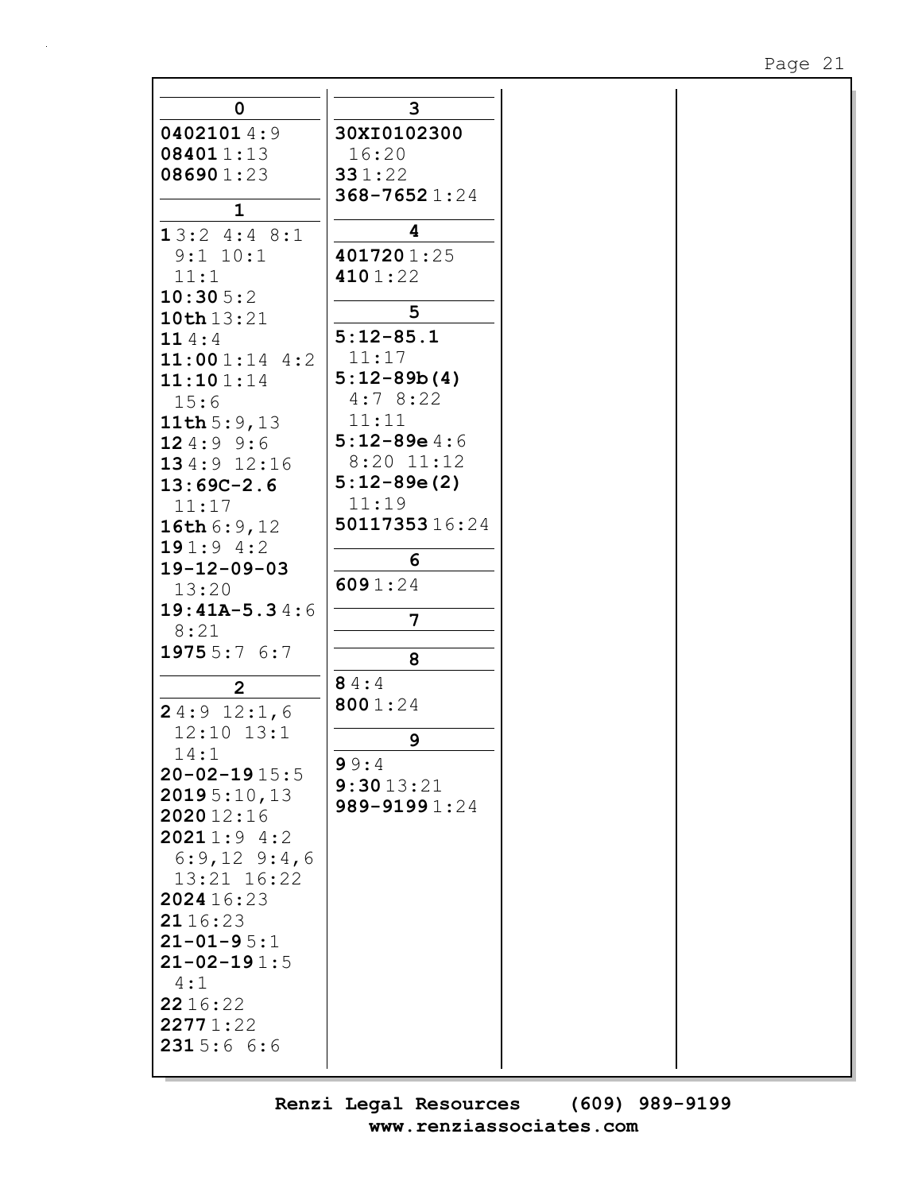## 0

**0402101** 4:9
**08401** 1:13
**08690** 1:23

## 1

**1** 3:2 4:4 8:1 9:1 10:1 11:1
**10:30** 5:2
**10th** 13:21
**11** 4:4
**11:00** 1:14 4:2
**11:10** 1:14 15:6
**11th** 5:9,13
**12** 4:9 9:6
**13** 4:9 12:16
**13:69C-2.6** 11:17
**16th** 6:9,12
**19** 1:9 4:2
**19-12-09-03** 13:20
**19:41A-5.3** 4:6 8:21
**1975** 5:7 6:7

## 2

**2** 4:9 12:1,6 12:10 13:1 14:1
**20-02-19** 15:5
**2019** 5:10,13
**2020** 12:16
**2021** 1:9 4:2 6:9,12 9:4,6 13:21 16:22
**2024** 16:23
**21** 16:23
**21-01-9** 5:1
**21-02-19** 1:5 4:1
**22** 16:22
**2277** 1:22
**231** 5:6 6:6

## 3

**30XI0102300** 16:20
**33** 1:22
**368-7652** 1:24

## 4

**401720** 1:25
**410** 1:22

## 5

**5:12-85.1** 11:17
**5:12-89b(4)** 4:7 8:22 11:11
**5:12-89e** 4:6 8:20 11:12
**5:12-89e(2)** 11:19
**50117353** 16:24

## 6

**609** 1:24

## 7

## 8

**8** 4:4
**800** 1:24

## 9

**9** 9:4
**9:30** 13:21
**989-9199** 1:24